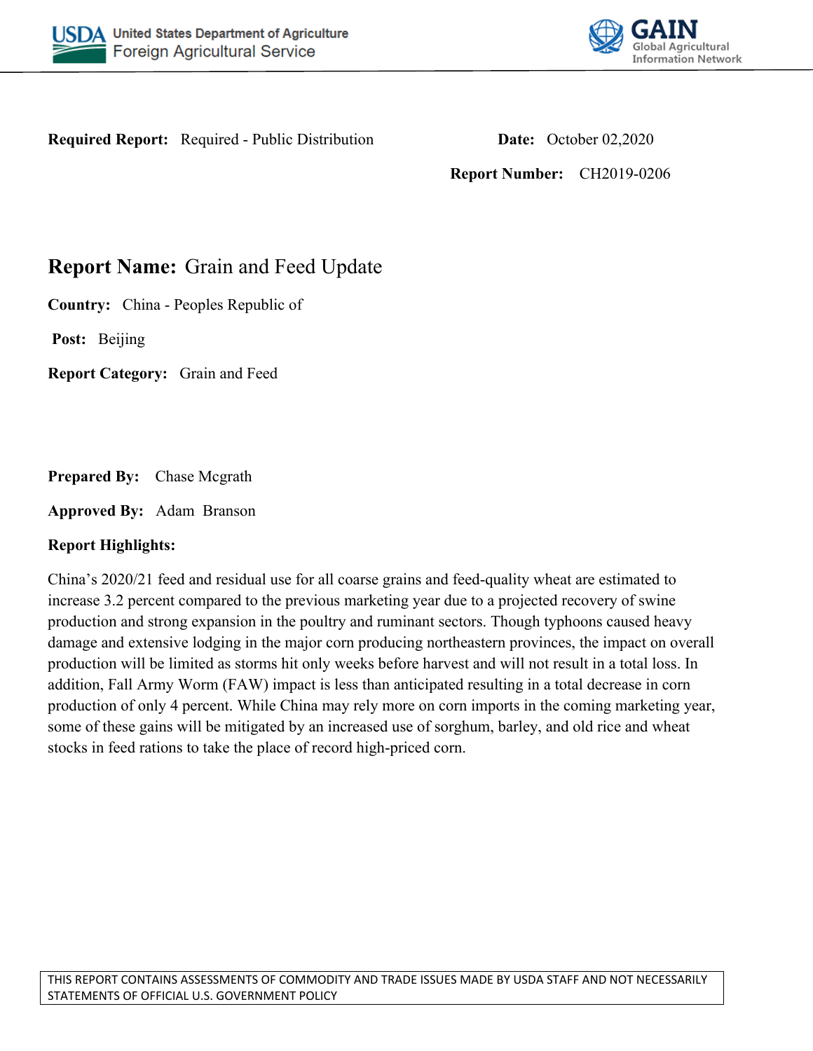**Required Report:** Required - Public Distribution

**Date:** October 02,2020

**Report Number:** CH2019-0206

# Report Name: Grain and Feed Update

**Country:** China - Peoples Republic of

**Post:** Beijing

**Report Category:** Grain and Feed

**Prepared By:** Chase Mcgrath

**Approved By:** Adam Branson

**Report Highlights:**

China's 2020/21 feed and residual use for all coarse grains and feed-quality wheat are estimated to increase 3.2 percent compared to the previous marketing year due to a projected recovery of swine production and strong expansion in the poultry and ruminant sectors. Though typhoons caused heavy damage and extensive lodging in the major corn producing northeastern provinces, the impact on overall production will be limited as storms hit only weeks before harvest and will not result in a total loss. In addition, Fall Army Worm (FAW) impact is less than anticipated resulting in a total decrease in corn production of only 4 percent. While China may rely more on corn imports in the coming marketing year, some of these gains will be mitigated by an increased use of sorghum, barley, and old rice and wheat stocks in feed rations to take the place of record high-priced corn.

THIS REPORT CONTAINS ASSESSMENTS OF COMMODITY AND TRADE ISSUES MADE BY USDA STAFF AND NOT NECESSARILY STATEMENTS OF OFFICIAL U.S. GOVERNMENT POLICY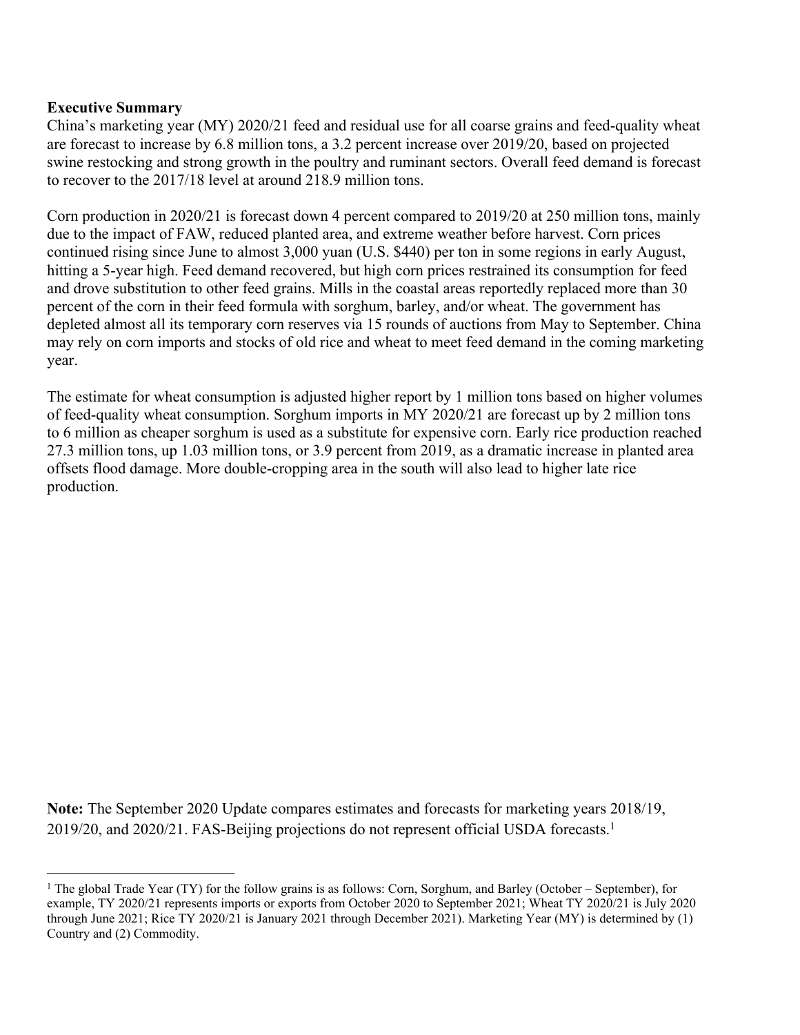**Executive Summary**

China's marketing year (MY) 2020/21 feed and residual use for all coarse grains and feed-quality wheat are forecast to increase by 6.8 million tons, a 3.2 percent increase over 2019/20, based on projected swine restocking and strong growth in the poultry and ruminant sectors. Overall feed demand is forecast to recover to the 2017/18 level at around 218.9 million tons.

Corn production in 2020/21 is forecast down 4 percent compared to 2019/20 at 250 million tons, mainly due to the impact of FAW, reduced planted area, and extreme weather before harvest. Corn prices continued rising since June to almost 3,000 yuan (U.S. $440) per ton in some regions in early August, hitting a 5-year high. Feed demand recovered, but high corn prices restrained its consumption for feed and drove substitution to other feed grains. Mills in the coastal areas reportedly replaced more than 30 percent of the corn in their feed formula with sorghum, barley, and/or wheat. The government has depleted almost all its temporary corn reserves via 15 rounds of auctions from May to September. China may rely on corn imports and stocks of old rice and wheat to meet feed demand in the coming marketing year.

The estimate for wheat consumption is adjusted higher report by 1 million tons based on higher volumes of feed-quality wheat consumption. Sorghum imports in MY 2020/21 are forecast up by 2 million tons to 6 million as cheaper sorghum is used as a substitute for expensive corn. Early rice production reached 27.3 million tons, up 1.03 million tons, or 3.9 percent from 2019, as a dramatic increase in planted area offsets flood damage. More double-cropping area in the south will also lead to higher late rice production.

**Note:** The September 2020 Update compares estimates and forecasts for marketing years 2018/19, 2019/20, and 2020/21. FAS-Beijing projections do not represent official USDA forecasts.[1]

---

[1] The global Trade Year (TY) for the follow grains is as follows: Corn, Sorghum, and Barley (October – September), for example, TY 2020/21 represents imports or exports from October 2020 to September 2021; Wheat TY 2020/21 is July 2020 through June 2021; Rice TY 2020/21 is January 2021 through December 2021). Marketing Year (MY) is determined by (1) Country and (2) Commodity.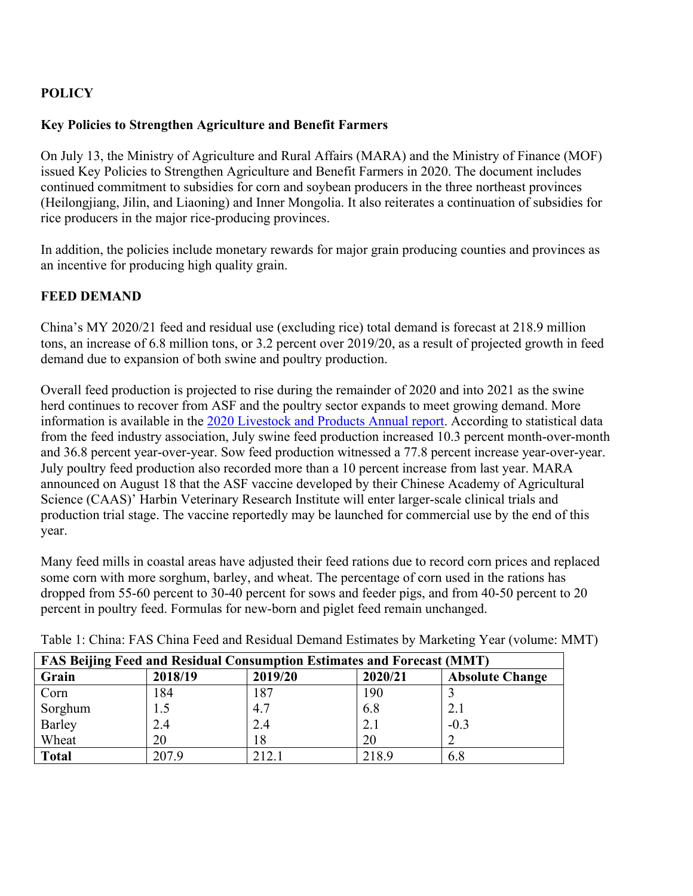## POLICY

### Key Policies to Strengthen Agriculture and Benefit Farmers

On July 13, the Ministry of Agriculture and Rural Affairs (MARA) and the Ministry of Finance (MOF) issued Key Policies to Strengthen Agriculture and Benefit Farmers in 2020. The document includes continued commitment to subsidies for corn and soybean producers in the three northeast provinces (Heilongjiang, Jilin, and Liaoning) and Inner Mongolia. It also reiterates a continuation of subsidies for rice producers in the major rice-producing provinces.

In addition, the policies include monetary rewards for major grain producing counties and provinces as an incentive for producing high quality grain.

## FEED DEMAND

China's MY 2020/21 feed and residual use (excluding rice) total demand is forecast at 218.9 million tons, an increase of 6.8 million tons, or 3.2 percent over 2019/20, as a result of projected growth in feed demand due to expansion of both swine and poultry production.

Overall feed production is projected to rise during the remainder of 2020 and into 2021 as the swine herd continues to recover from ASF and the poultry sector expands to meet growing demand. More information is available in the 2020 Livestock and Products Annual report. According to statistical data from the feed industry association, July swine feed production increased 10.3 percent month-over-month and 36.8 percent year-over-year. Sow feed production witnessed a 77.8 percent increase year-over-year. July poultry feed production also recorded more than a 10 percent increase from last year. MARA announced on August 18 that the ASF vaccine developed by their Chinese Academy of Agricultural Science (CAAS)' Harbin Veterinary Research Institute will enter larger-scale clinical trials and production trial stage. The vaccine reportedly may be launched for commercial use by the end of this year.

Many feed mills in coastal areas have adjusted their feed rations due to record corn prices and replaced some corn with more sorghum, barley, and wheat. The percentage of corn used in the rations has dropped from 55-60 percent to 30-40 percent for sows and feeder pigs, and from 40-50 percent to 20 percent in poultry feed. Formulas for new-born and piglet feed remain unchanged.

Table 1: China: FAS China Feed and Residual Demand Estimates by Marketing Year (volume: MMT)

| **FAS Beijing Feed and Residual Consumption Estimates and Forecast (MMT)** | | | | |
|---|---|---|---|---|
| **Grain** | **2018/19** | **2019/20** | **2020/21** | **Absolute Change** |
| Corn | 184 | 187 | 190 | 3 |
| Sorghum | 1.5 | 4.7 | 6.8 | 2.1 |
| Barley | 2.4 | 2.4 | 2.1 | -0.3 |
| Wheat | 20 | 18 | 20 | 2 |
| **Total** | 207.9 | 212.1 | 218.9 | 6.8 |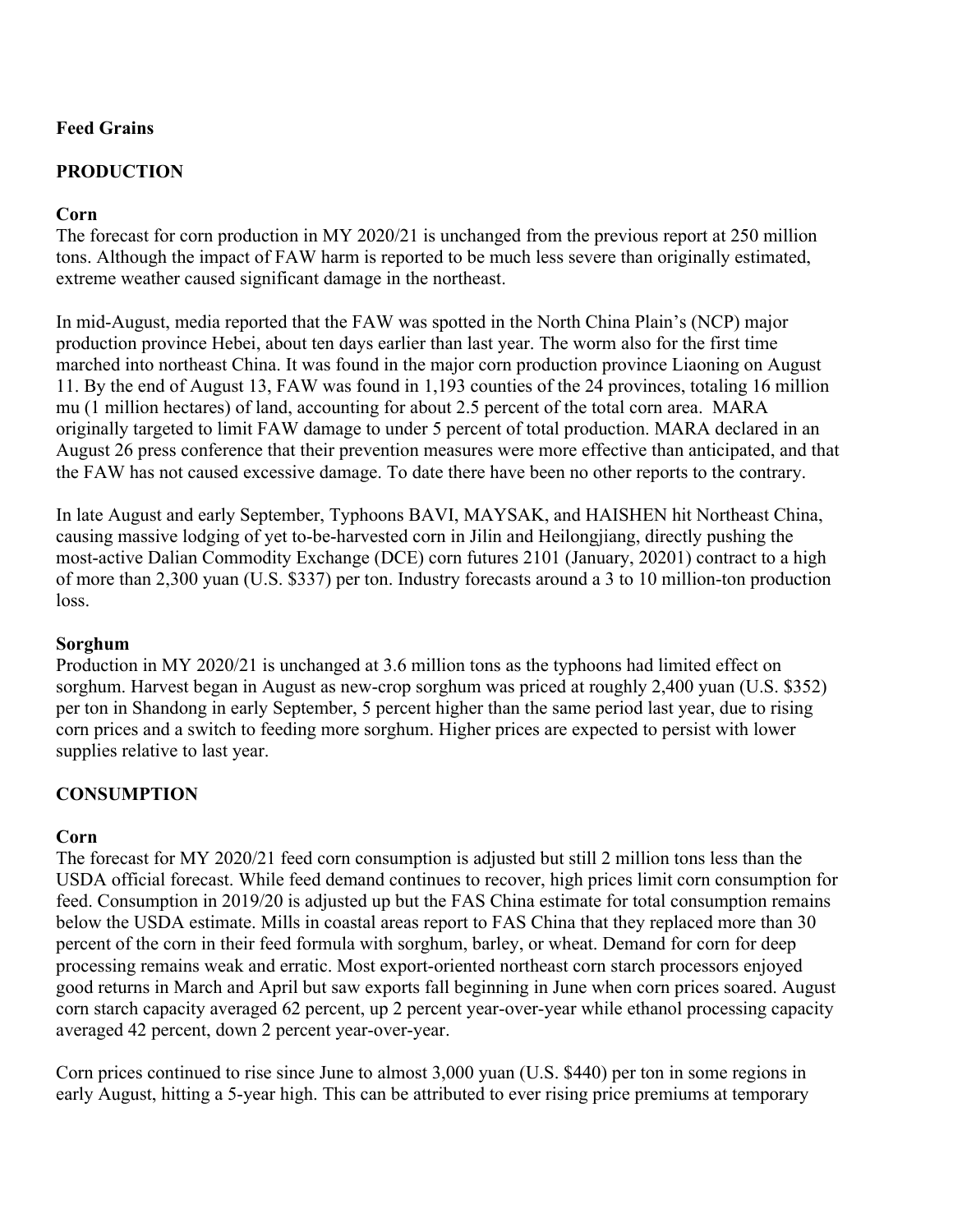## Feed Grains

### PRODUCTION

#### Corn

The forecast for corn production in MY 2020/21 is unchanged from the previous report at 250 million tons. Although the impact of FAW harm is reported to be much less severe than originally estimated, extreme weather caused significant damage in the northeast.

In mid-August, media reported that the FAW was spotted in the North China Plain's (NCP) major production province Hebei, about ten days earlier than last year. The worm also for the first time marched into northeast China. It was found in the major corn production province Liaoning on August 11. By the end of August 13, FAW was found in 1,193 counties of the 24 provinces, totaling 16 million mu (1 million hectares) of land, accounting for about 2.5 percent of the total corn area. MARA originally targeted to limit FAW damage to under 5 percent of total production. MARA declared in an August 26 press conference that their prevention measures were more effective than anticipated, and that the FAW has not caused excessive damage. To date there have been no other reports to the contrary.

In late August and early September, Typhoons BAVI, MAYSAK, and HAISHEN hit Northeast China, causing massive lodging of yet to-be-harvested corn in Jilin and Heilongjiang, directly pushing the most-active Dalian Commodity Exchange (DCE) corn futures 2101 (January, 20201) contract to a high of more than 2,300 yuan (U.S. $337) per ton. Industry forecasts around a 3 to 10 million-ton production loss.

#### Sorghum

Production in MY 2020/21 is unchanged at 3.6 million tons as the typhoons had limited effect on sorghum. Harvest began in August as new-crop sorghum was priced at roughly 2,400 yuan (U.S. $352) per ton in Shandong in early September, 5 percent higher than the same period last year, due to rising corn prices and a switch to feeding more sorghum. Higher prices are expected to persist with lower supplies relative to last year.

### CONSUMPTION

#### Corn

The forecast for MY 2020/21 feed corn consumption is adjusted but still 2 million tons less than the USDA official forecast. While feed demand continues to recover, high prices limit corn consumption for feed. Consumption in 2019/20 is adjusted up but the FAS China estimate for total consumption remains below the USDA estimate. Mills in coastal areas report to FAS China that they replaced more than 30 percent of the corn in their feed formula with sorghum, barley, or wheat. Demand for corn for deep processing remains weak and erratic. Most export-oriented northeast corn starch processors enjoyed good returns in March and April but saw exports fall beginning in June when corn prices soared. August corn starch capacity averaged 62 percent, up 2 percent year-over-year while ethanol processing capacity averaged 42 percent, down 2 percent year-over-year.

Corn prices continued to rise since June to almost 3,000 yuan (U.S. $440) per ton in some regions in early August, hitting a 5-year high. This can be attributed to ever rising price premiums at temporary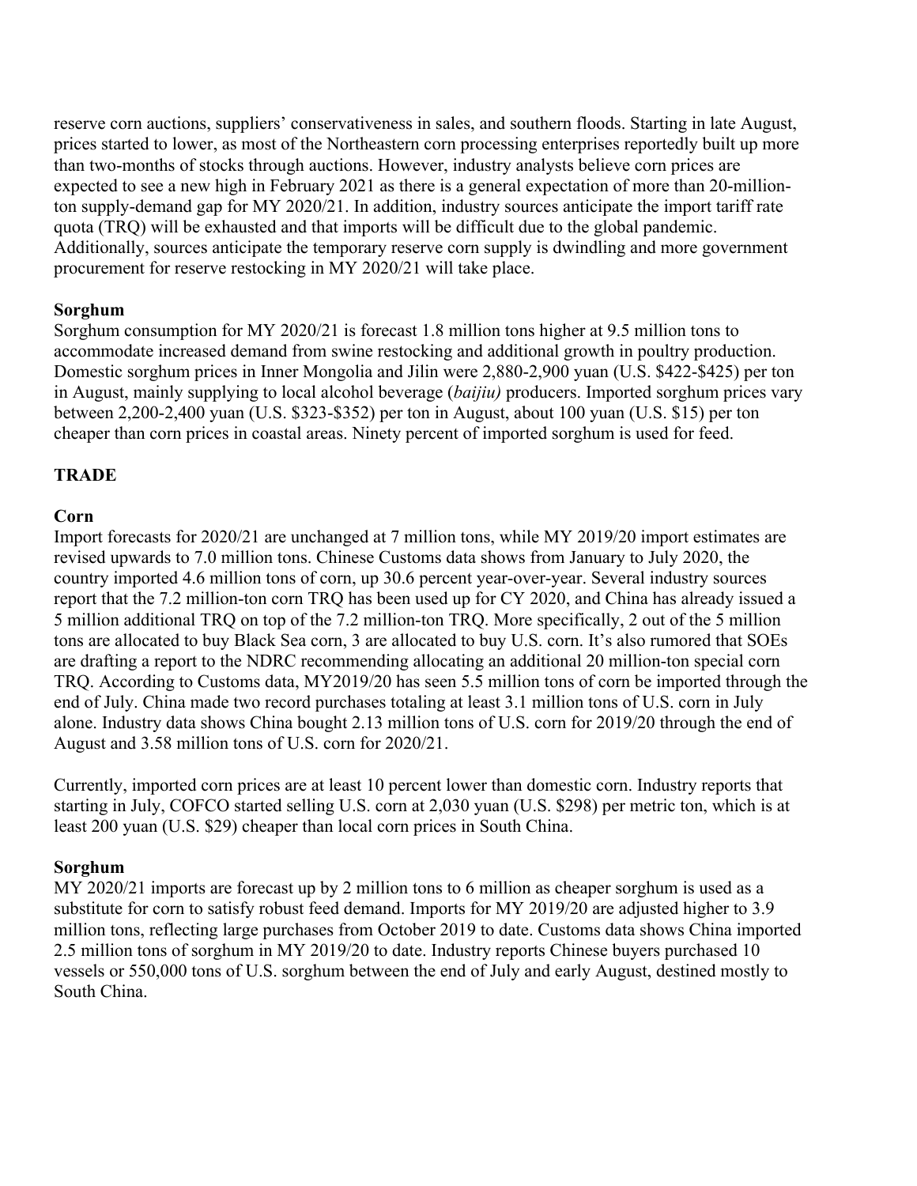reserve corn auctions, suppliers' conservativeness in sales, and southern floods. Starting in late August, prices started to lower, as most of the Northeastern corn processing enterprises reportedly built up more than two-months of stocks through auctions. However, industry analysts believe corn prices are expected to see a new high in February 2021 as there is a general expectation of more than 20-million-ton supply-demand gap for MY 2020/21. In addition, industry sources anticipate the import tariff rate quota (TRQ) will be exhausted and that imports will be difficult due to the global pandemic. Additionally, sources anticipate the temporary reserve corn supply is dwindling and more government procurement for reserve restocking in MY 2020/21 will take place.

**Sorghum**

Sorghum consumption for MY 2020/21 is forecast 1.8 million tons higher at 9.5 million tons to accommodate increased demand from swine restocking and additional growth in poultry production. Domestic sorghum prices in Inner Mongolia and Jilin were 2,880-2,900 yuan (U.S. $422-$425) per ton in August, mainly supplying to local alcohol beverage (*baijiu)* producers. Imported sorghum prices vary between 2,200-2,400 yuan (U.S. $323-$352) per ton in August, about 100 yuan (U.S. $15) per ton cheaper than corn prices in coastal areas. Ninety percent of imported sorghum is used for feed.

## TRADE

**Corn**

Import forecasts for 2020/21 are unchanged at 7 million tons, while MY 2019/20 import estimates are revised upwards to 7.0 million tons. Chinese Customs data shows from January to July 2020, the country imported 4.6 million tons of corn, up 30.6 percent year-over-year. Several industry sources report that the 7.2 million-ton corn TRQ has been used up for CY 2020, and China has already issued a 5 million additional TRQ on top of the 7.2 million-ton TRQ. More specifically, 2 out of the 5 million tons are allocated to buy Black Sea corn, 3 are allocated to buy U.S. corn. It's also rumored that SOEs are drafting a report to the NDRC recommending allocating an additional 20 million-ton special corn TRQ. According to Customs data, MY2019/20 has seen 5.5 million tons of corn be imported through the end of July. China made two record purchases totaling at least 3.1 million tons of U.S. corn in July alone. Industry data shows China bought 2.13 million tons of U.S. corn for 2019/20 through the end of August and 3.58 million tons of U.S. corn for 2020/21.

Currently, imported corn prices are at least 10 percent lower than domestic corn. Industry reports that starting in July, COFCO started selling U.S. corn at 2,030 yuan (U.S. $298) per metric ton, which is at least 200 yuan (U.S. $29) cheaper than local corn prices in South China.

**Sorghum**

MY 2020/21 imports are forecast up by 2 million tons to 6 million as cheaper sorghum is used as a substitute for corn to satisfy robust feed demand. Imports for MY 2019/20 are adjusted higher to 3.9 million tons, reflecting large purchases from October 2019 to date. Customs data shows China imported 2.5 million tons of sorghum in MY 2019/20 to date. Industry reports Chinese buyers purchased 10 vessels or 550,000 tons of U.S. sorghum between the end of July and early August, destined mostly to South China.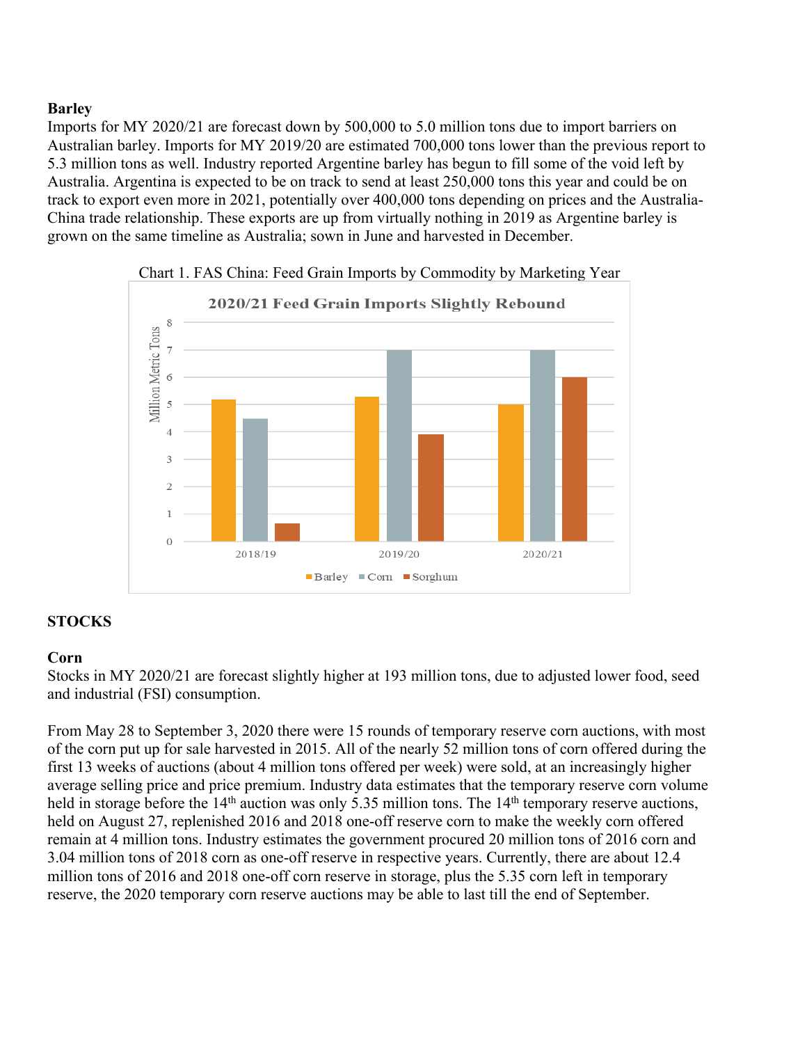### Barley

Imports for MY 2020/21 are forecast down by 500,000 to 5.0 million tons due to import barriers on Australian barley. Imports for MY 2019/20 are estimated 700,000 tons lower than the previous report to 5.3 million tons as well. Industry reported Argentine barley has begun to fill some of the void left by Australia. Argentina is expected to be on track to send at least 250,000 tons this year and could be on track to export even more in 2021, potentially over 400,000 tons depending on prices and the Australia-China trade relationship. These exports are up from virtually nothing in 2019 as Argentine barley is grown on the same timeline as Australia; sown in June and harvested in December.

Chart 1. FAS China: Feed Grain Imports by Commodity by Marketing Year

**2020/21 Feed Grain Imports Slightly Rebound**

## STOCKS

### Corn

Stocks in MY 2020/21 are forecast slightly higher at 193 million tons, due to adjusted lower food, seed and industrial (FSI) consumption.

From May 28 to September 3, 2020 there were 15 rounds of temporary reserve corn auctions, with most of the corn put up for sale harvested in 2015. All of the nearly 52 million tons of corn offered during the first 13 weeks of auctions (about 4 million tons offered per week) were sold, at an increasingly higher average selling price and price premium. Industry data estimates that the temporary reserve corn volume held in storage before the 14th auction was only 5.35 million tons. The 14th temporary reserve auctions, held on August 27, replenished 2016 and 2018 one-off reserve corn to make the weekly corn offered remain at 4 million tons. Industry estimates the government procured 20 million tons of 2016 corn and 3.04 million tons of 2018 corn as one-off reserve in respective years. Currently, there are about 12.4 million tons of 2016 and 2018 one-off corn reserve in storage, plus the 5.35 corn left in temporary reserve, the 2020 temporary corn reserve auctions may be able to last till the end of September.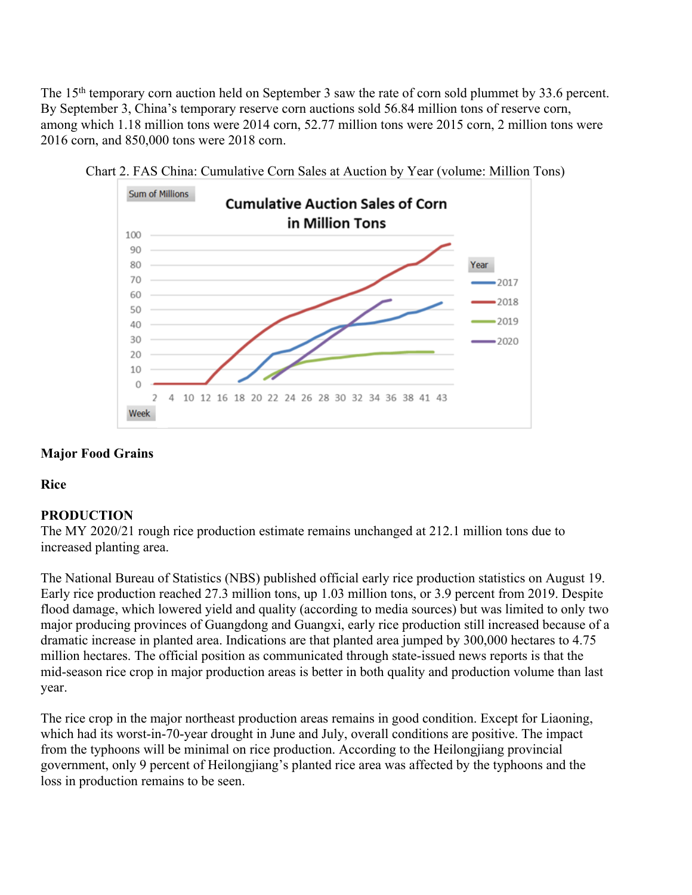The 15th temporary corn auction held on September 3 saw the rate of corn sold plummet by 33.6 percent. By September 3, China's temporary reserve corn auctions sold 56.84 million tons of reserve corn, among which 1.18 million tons were 2014 corn, 52.77 million tons were 2015 corn, 2 million tons were 2016 corn, and 850,000 tons were 2018 corn.

Chart 2. FAS China: Cumulative Corn Sales at Auction by Year (volume: Million Tons)

**Major Food Grains**

**Rice**

**PRODUCTION**

The MY 2020/21 rough rice production estimate remains unchanged at 212.1 million tons due to increased planting area.

The National Bureau of Statistics (NBS) published official early rice production statistics on August 19. Early rice production reached 27.3 million tons, up 1.03 million tons, or 3.9 percent from 2019. Despite flood damage, which lowered yield and quality (according to media sources) but was limited to only two major producing provinces of Guangdong and Guangxi, early rice production still increased because of a dramatic increase in planted area. Indications are that planted area jumped by 300,000 hectares to 4.75 million hectares. The official position as communicated through state-issued news reports is that the mid-season rice crop in major production areas is better in both quality and production volume than last year.

The rice crop in the major northeast production areas remains in good condition. Except for Liaoning, which had its worst-in-70-year drought in June and July, overall conditions are positive. The impact from the typhoons will be minimal on rice production. According to the Heilongjiang provincial government, only 9 percent of Heilongjiang's planted rice area was affected by the typhoons and the loss in production remains to be seen.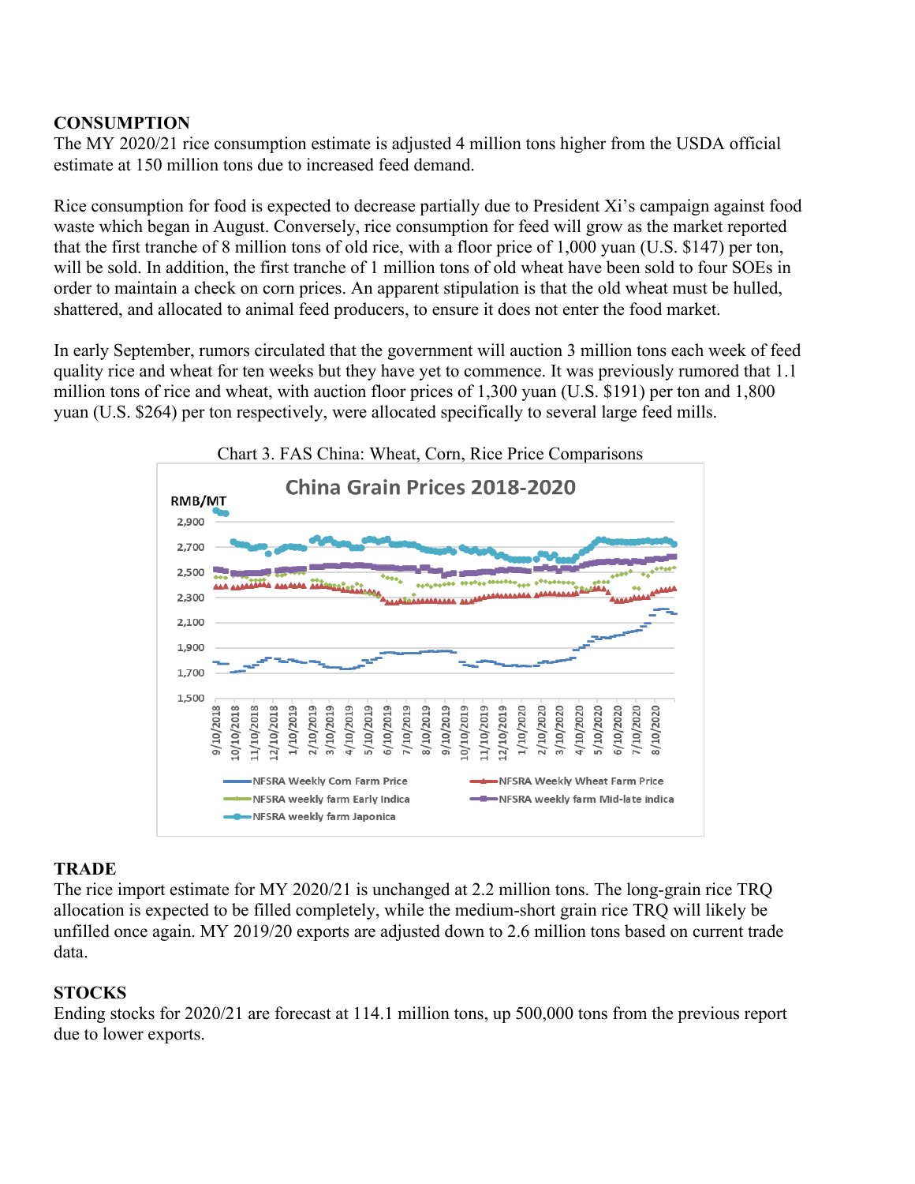## CONSUMPTION

The MY 2020/21 rice consumption estimate is adjusted 4 million tons higher from the USDA official estimate at 150 million tons due to increased feed demand.

Rice consumption for food is expected to decrease partially due to President Xi's campaign against food waste which began in August. Conversely, rice consumption for feed will grow as the market reported that the first tranche of 8 million tons of old rice, with a floor price of 1,000 yuan (U.S. $147) per ton, will be sold. In addition, the first tranche of 1 million tons of old wheat have been sold to four SOEs in order to maintain a check on corn prices. An apparent stipulation is that the old wheat must be hulled, shattered, and allocated to animal feed producers, to ensure it does not enter the food market.

In early September, rumors circulated that the government will auction 3 million tons each week of feed quality rice and wheat for ten weeks but they have yet to commence. It was previously rumored that 1.1 million tons of rice and wheat, with auction floor prices of 1,300 yuan (U.S. $191) per ton and 1,800 yuan (U.S. $264) per ton respectively, were allocated specifically to several large feed mills.

Chart 3. FAS China: Wheat, Corn, Rice Price Comparisons

## TRADE

The rice import estimate for MY 2020/21 is unchanged at 2.2 million tons. The long-grain rice TRQ allocation is expected to be filled completely, while the medium-short grain rice TRQ will likely be unfilled once again. MY 2019/20 exports are adjusted down to 2.6 million tons based on current trade data.

## STOCKS

Ending stocks for 2020/21 are forecast at 114.1 million tons, up 500,000 tons from the previous report due to lower exports.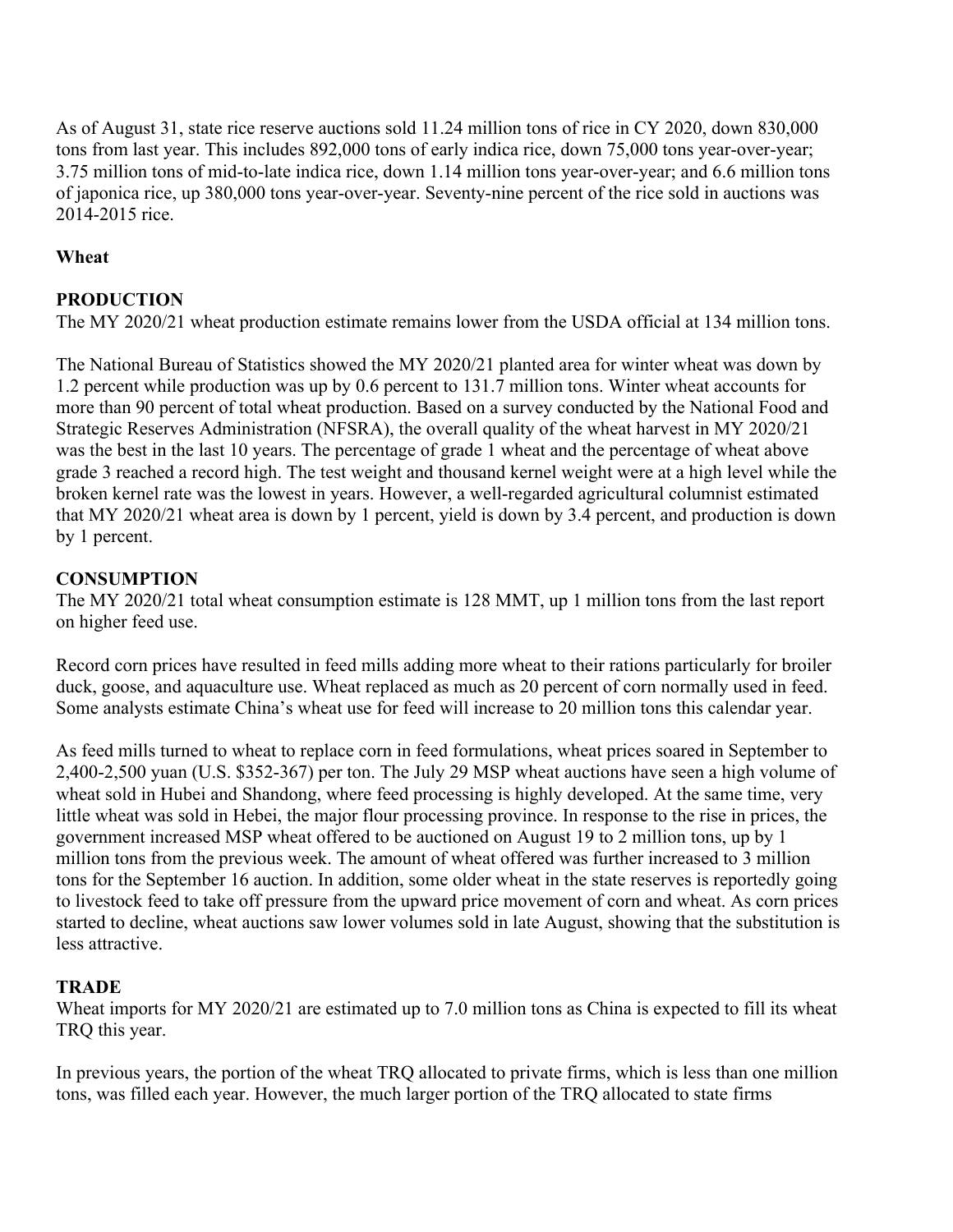As of August 31, state rice reserve auctions sold 11.24 million tons of rice in CY 2020, down 830,000 tons from last year. This includes 892,000 tons of early indica rice, down 75,000 tons year-over-year; 3.75 million tons of mid-to-late indica rice, down 1.14 million tons year-over-year; and 6.6 million tons of japonica rice, up 380,000 tons year-over-year. Seventy-nine percent of the rice sold in auctions was 2014-2015 rice.

## Wheat

### PRODUCTION

The MY 2020/21 wheat production estimate remains lower from the USDA official at 134 million tons.

The National Bureau of Statistics showed the MY 2020/21 planted area for winter wheat was down by 1.2 percent while production was up by 0.6 percent to 131.7 million tons. Winter wheat accounts for more than 90 percent of total wheat production. Based on a survey conducted by the National Food and Strategic Reserves Administration (NFSRA), the overall quality of the wheat harvest in MY 2020/21 was the best in the last 10 years. The percentage of grade 1 wheat and the percentage of wheat above grade 3 reached a record high. The test weight and thousand kernel weight were at a high level while the broken kernel rate was the lowest in years. However, a well-regarded agricultural columnist estimated that MY 2020/21 wheat area is down by 1 percent, yield is down by 3.4 percent, and production is down by 1 percent.

### CONSUMPTION

The MY 2020/21 total wheat consumption estimate is 128 MMT, up 1 million tons from the last report on higher feed use.

Record corn prices have resulted in feed mills adding more wheat to their rations particularly for broiler duck, goose, and aquaculture use. Wheat replaced as much as 20 percent of corn normally used in feed. Some analysts estimate China's wheat use for feed will increase to 20 million tons this calendar year.

As feed mills turned to wheat to replace corn in feed formulations, wheat prices soared in September to 2,400-2,500 yuan (U.S. $352-367) per ton. The July 29 MSP wheat auctions have seen a high volume of wheat sold in Hubei and Shandong, where feed processing is highly developed. At the same time, very little wheat was sold in Hebei, the major flour processing province. In response to the rise in prices, the government increased MSP wheat offered to be auctioned on August 19 to 2 million tons, up by 1 million tons from the previous week. The amount of wheat offered was further increased to 3 million tons for the September 16 auction. In addition, some older wheat in the state reserves is reportedly going to livestock feed to take off pressure from the upward price movement of corn and wheat. As corn prices started to decline, wheat auctions saw lower volumes sold in late August, showing that the substitution is less attractive.

### TRADE

Wheat imports for MY 2020/21 are estimated up to 7.0 million tons as China is expected to fill its wheat TRQ this year.

In previous years, the portion of the wheat TRQ allocated to private firms, which is less than one million tons, was filled each year. However, the much larger portion of the TRQ allocated to state firms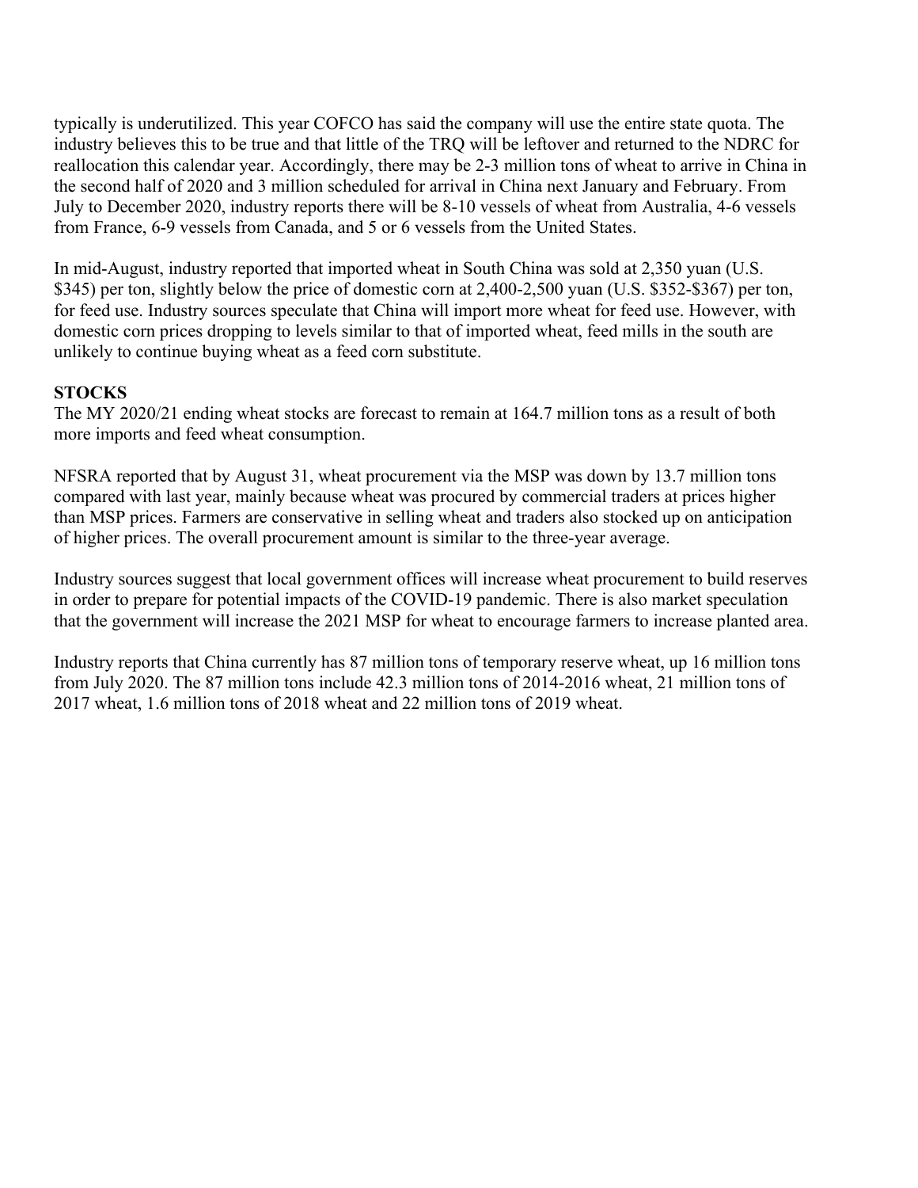typically is underutilized. This year COFCO has said the company will use the entire state quota. The industry believes this to be true and that little of the TRQ will be leftover and returned to the NDRC for reallocation this calendar year. Accordingly, there may be 2-3 million tons of wheat to arrive in China in the second half of 2020 and 3 million scheduled for arrival in China next January and February. From July to December 2020, industry reports there will be 8-10 vessels of wheat from Australia, 4-6 vessels from France, 6-9 vessels from Canada, and 5 or 6 vessels from the United States.

In mid-August, industry reported that imported wheat in South China was sold at 2,350 yuan (U.S. $345) per ton, slightly below the price of domestic corn at 2,400-2,500 yuan (U.S. $352-$367) per ton, for feed use. Industry sources speculate that China will import more wheat for feed use. However, with domestic corn prices dropping to levels similar to that of imported wheat, feed mills in the south are unlikely to continue buying wheat as a feed corn substitute.

**STOCKS**

The MY 2020/21 ending wheat stocks are forecast to remain at 164.7 million tons as a result of both more imports and feed wheat consumption.

NFSRA reported that by August 31, wheat procurement via the MSP was down by 13.7 million tons compared with last year, mainly because wheat was procured by commercial traders at prices higher than MSP prices. Farmers are conservative in selling wheat and traders also stocked up on anticipation of higher prices. The overall procurement amount is similar to the three-year average.

Industry sources suggest that local government offices will increase wheat procurement to build reserves in order to prepare for potential impacts of the COVID-19 pandemic. There is also market speculation that the government will increase the 2021 MSP for wheat to encourage farmers to increase planted area.

Industry reports that China currently has 87 million tons of temporary reserve wheat, up 16 million tons from July 2020. The 87 million tons include 42.3 million tons of 2014-2016 wheat, 21 million tons of 2017 wheat, 1.6 million tons of 2018 wheat and 22 million tons of 2019 wheat.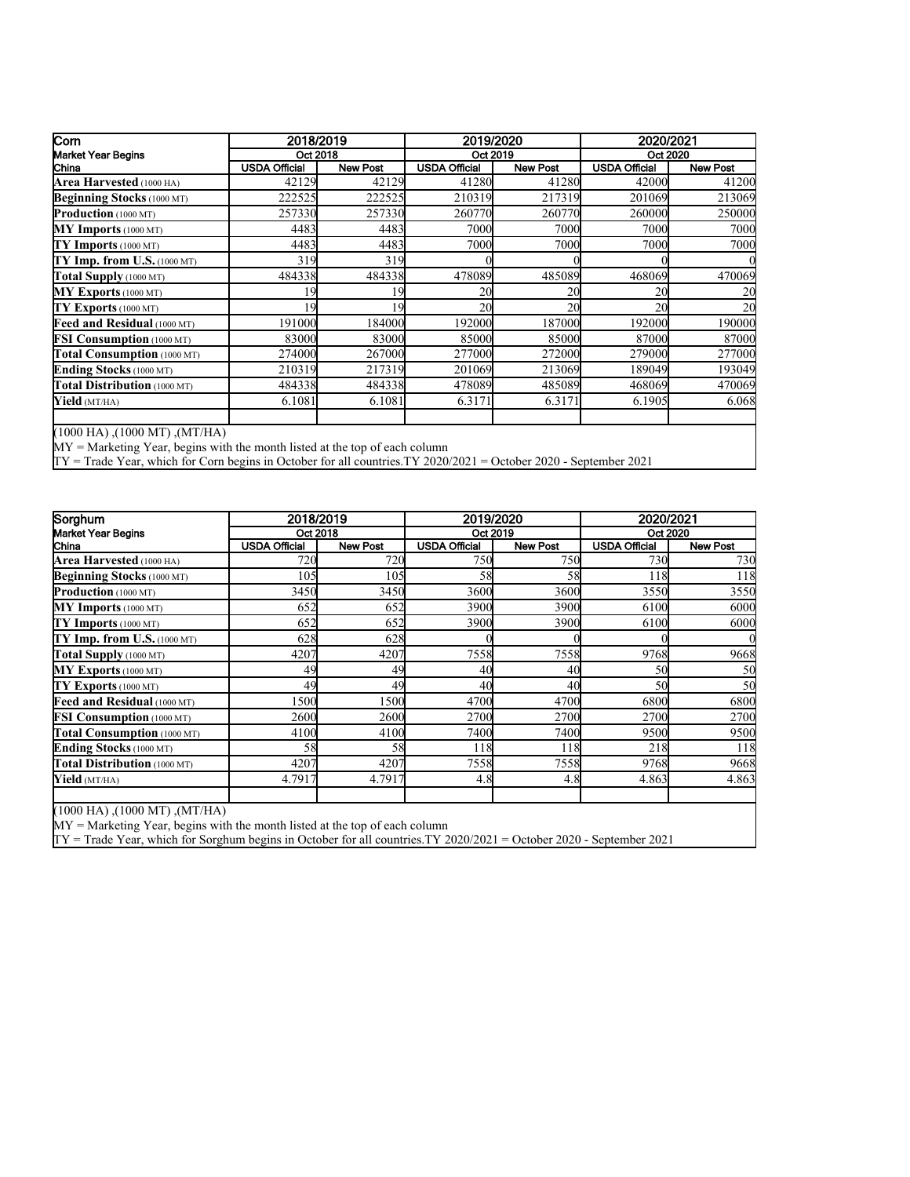| Corn | 2018/2019 | | 2019/2020 | | 2020/2021 | |
|---|---|---|---|---|---|---|
| Market Year Begins | Oct 2018 | | Oct 2019 | | Oct 2020 | |
| China | USDA Official | New Post | USDA Official | New Post | USDA Official | New Post |
| **Area Harvested** (1000 HA) | 42129 | 42129 | 41280 | 41280 | 42000 | 41200 |
| **Beginning Stocks** (1000 MT) | 222525 | 222525 | 210319 | 217319 | 201069 | 213069 |
| **Production** (1000 MT) | 257330 | 257330 | 260770 | 260770 | 260000 | 250000 |
| **MY Imports** (1000 MT) | 4483 | 4483 | 7000 | 7000 | 7000 | 7000 |
| **TY Imports** (1000 MT) | 4483 | 4483 | 7000 | 7000 | 7000 | 7000 |
| **TY Imp. from U.S.** (1000 MT) | 319 | 319 | 0 | 0 | 0 | 0 |
| **Total Supply** (1000 MT) | 484338 | 484338 | 478089 | 485089 | 468069 | 470069 |
| **MY Exports** (1000 MT) | 19 | 19 | 20 | 20 | 20 | 20 |
| **TY Exports** (1000 MT) | 19 | 19 | 20 | 20 | 20 | 20 |
| **Feed and Residual** (1000 MT) | 191000 | 184000 | 192000 | 187000 | 192000 | 190000 |
| **FSI Consumption** (1000 MT) | 83000 | 83000 | 85000 | 85000 | 87000 | 87000 |
| **Total Consumption** (1000 MT) | 274000 | 267000 | 277000 | 272000 | 279000 | 277000 |
| **Ending Stocks** (1000 MT) | 210319 | 217319 | 201069 | 213069 | 189049 | 193049 |
| **Total Distribution** (1000 MT) | 484338 | 484338 | 478089 | 485089 | 468069 | 470069 |
| **Yield** (MT/HA) | 6.1081 | 6.1081 | 6.3171 | 6.3171 | 6.1905 | 6.068 |

(1000 HA) ,(1000 MT) ,(MT/HA)
MY = Marketing Year, begins with the month listed at the top of each column
TY = Trade Year, which for Corn begins in October for all countries.TY 2020/2021 = October 2020 - September 2021

| Sorghum | 2018/2019 | | 2019/2020 | | 2020/2021 | |
|---|---|---|---|---|---|---|
| Market Year Begins | Oct 2018 | | Oct 2019 | | Oct 2020 | |
| China | USDA Official | New Post | USDA Official | New Post | USDA Official | New Post |
| **Area Harvested** (1000 HA) | 720 | 720 | 750 | 750 | 730 | 730 |
| **Beginning Stocks** (1000 MT) | 105 | 105 | 58 | 58 | 118 | 118 |
| **Production** (1000 MT) | 3450 | 3450 | 3600 | 3600 | 3550 | 3550 |
| **MY Imports** (1000 MT) | 652 | 652 | 3900 | 3900 | 6100 | 6000 |
| **TY Imports** (1000 MT) | 652 | 652 | 3900 | 3900 | 6100 | 6000 |
| **TY Imp. from U.S.** (1000 MT) | 628 | 628 | 0 | 0 | 0 | 0 |
| **Total Supply** (1000 MT) | 4207 | 4207 | 7558 | 7558 | 9768 | 9668 |
| **MY Exports** (1000 MT) | 49 | 49 | 40 | 40 | 50 | 50 |
| **TY Exports** (1000 MT) | 49 | 49 | 40 | 40 | 50 | 50 |
| **Feed and Residual** (1000 MT) | 1500 | 1500 | 4700 | 4700 | 6800 | 6800 |
| **FSI Consumption** (1000 MT) | 2600 | 2600 | 2700 | 2700 | 2700 | 2700 |
| **Total Consumption** (1000 MT) | 4100 | 4100 | 7400 | 7400 | 9500 | 9500 |
| **Ending Stocks** (1000 MT) | 58 | 58 | 118 | 118 | 218 | 118 |
| **Total Distribution** (1000 MT) | 4207 | 4207 | 7558 | 7558 | 9768 | 9668 |
| **Yield** (MT/HA) | 4.7917 | 4.7917 | 4.8 | 4.8 | 4.863 | 4.863 |

(1000 HA) ,(1000 MT) ,(MT/HA)
MY = Marketing Year, begins with the month listed at the top of each column
TY = Trade Year, which for Sorghum begins in October for all countries.TY 2020/2021 = October 2020 - September 2021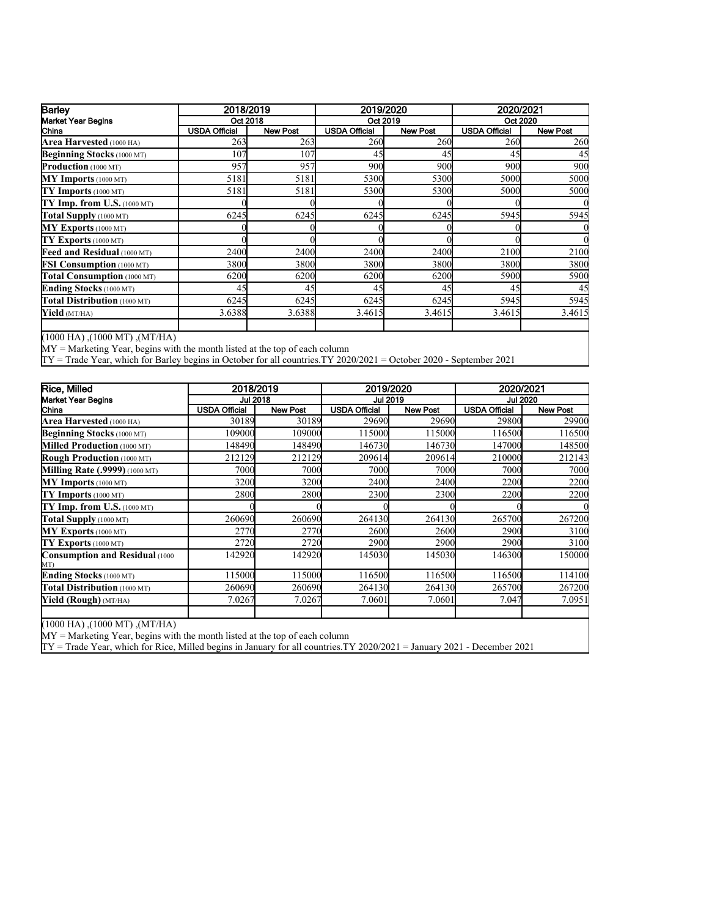| Barley | 2018/2019 | | 2019/2020 | | 2020/2021 | |
|---|---|---|---|---|---|---|
| Market Year Begins | Oct 2018 | | Oct 2019 | | Oct 2020 | |
| China | USDA Official | New Post | USDA Official | New Post | USDA Official | New Post |
| **Area Harvested** (1000 HA) | 263 | 263 | 260 | 260 | 260 | 260 |
| **Beginning Stocks** (1000 MT) | 107 | 107 | 45 | 45 | 45 | 45 |
| **Production** (1000 MT) | 957 | 957 | 900 | 900 | 900 | 900 |
| **MY Imports** (1000 MT) | 5181 | 5181 | 5300 | 5300 | 5000 | 5000 |
| **TY Imports** (1000 MT) | 5181 | 5181 | 5300 | 5300 | 5000 | 5000 |
| **TY Imp. from U.S.** (1000 MT) | 0 | 0 | 0 | 0 | 0 | 0 |
| **Total Supply** (1000 MT) | 6245 | 6245 | 6245 | 6245 | 5945 | 5945 |
| **MY Exports** (1000 MT) | 0 | 0 | 0 | 0 | 0 | 0 |
| **TY Exports** (1000 MT) | 0 | 0 | 0 | 0 | 0 | 0 |
| **Feed and Residual** (1000 MT) | 2400 | 2400 | 2400 | 2400 | 2100 | 2100 |
| **FSI Consumption** (1000 MT) | 3800 | 3800 | 3800 | 3800 | 3800 | 3800 |
| **Total Consumption** (1000 MT) | 6200 | 6200 | 6200 | 6200 | 5900 | 5900 |
| **Ending Stocks** (1000 MT) | 45 | 45 | 45 | 45 | 45 | 45 |
| **Total Distribution** (1000 MT) | 6245 | 6245 | 6245 | 6245 | 5945 | 5945 |
| **Yield** (MT/HA) | 3.6388 | 3.6388 | 3.4615 | 3.4615 | 3.4615 | 3.4615 |

(1000 HA) ,(1000 MT) ,(MT/HA)
MY = Marketing Year, begins with the month listed at the top of each column
TY = Trade Year, which for Barley begins in October for all countries.TY 2020/2021 = October 2020 - September 2021

| Rice, Milled | 2018/2019 | | 2019/2020 | | 2020/2021 | |
|---|---|---|---|---|---|---|
| Market Year Begins | Jul 2018 | | Jul 2019 | | Jul 2020 | |
| China | USDA Official | New Post | USDA Official | New Post | USDA Official | New Post |
| **Area Harvested** (1000 HA) | 30189 | 30189 | 29690 | 29690 | 29800 | 29900 |
| **Beginning Stocks** (1000 MT) | 109000 | 109000 | 115000 | 115000 | 116500 | 116500 |
| **Milled Production** (1000 MT) | 148490 | 148490 | 146730 | 146730 | 147000 | 148500 |
| **Rough Production** (1000 MT) | 212129 | 212129 | 209614 | 209614 | 210000 | 212143 |
| **Milling Rate (.9999)** (1000 MT) | 7000 | 7000 | 7000 | 7000 | 7000 | 7000 |
| **MY Imports** (1000 MT) | 3200 | 3200 | 2400 | 2400 | 2200 | 2200 |
| **TY Imports** (1000 MT) | 2800 | 2800 | 2300 | 2300 | 2200 | 2200 |
| **TY Imp. from U.S.** (1000 MT) | 0 | 0 | 0 | 0 | 0 | 0 |
| **Total Supply** (1000 MT) | 260690 | 260690 | 264130 | 264130 | 265700 | 267200 |
| **MY Exports** (1000 MT) | 2770 | 2770 | 2600 | 2600 | 2900 | 3100 |
| **TY Exports** (1000 MT) | 2720 | 2720 | 2900 | 2900 | 2900 | 3100 |
| **Consumption and Residual** (1000 MT) | 142920 | 142920 | 145030 | 145030 | 146300 | 150000 |
| **Ending Stocks** (1000 MT) | 115000 | 115000 | 116500 | 116500 | 116500 | 114100 |
| **Total Distribution** (1000 MT) | 260690 | 260690 | 264130 | 264130 | 265700 | 267200 |
| **Yield (Rough)** (MT/HA) | 7.0267 | 7.0267 | 7.0601 | 7.0601 | 7.047 | 7.0951 |

(1000 HA) ,(1000 MT) ,(MT/HA)
MY = Marketing Year, begins with the month listed at the top of each column
TY = Trade Year, which for Rice, Milled begins in January for all countries.TY 2020/2021 = January 2021 - December 2021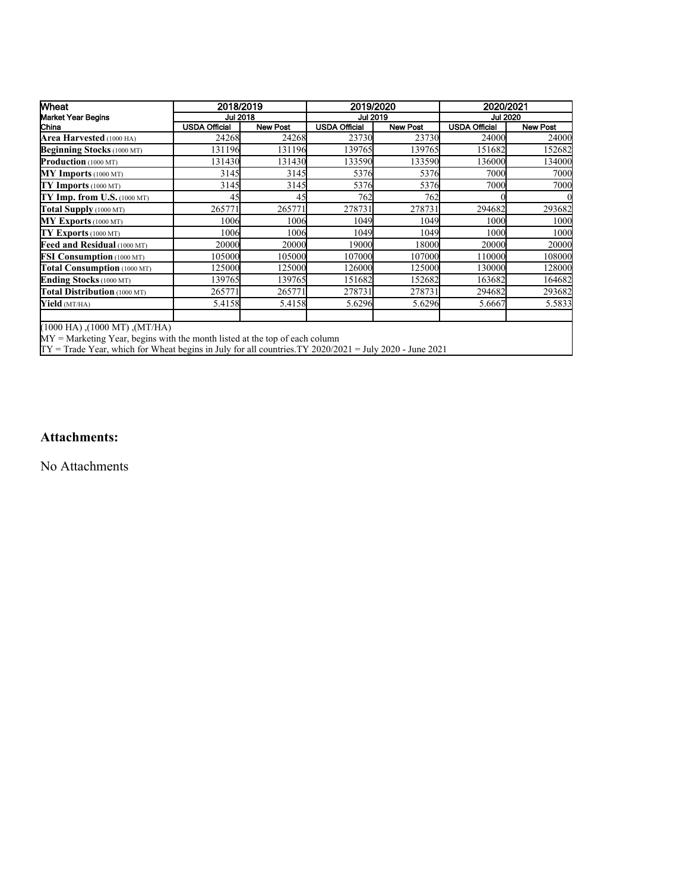| Wheat | 2018/2019 | | 2019/2020 | | 2020/2021 | |
|---|---|---|---|---|---|---|
| Market Year Begins | Jul 2018 | | Jul 2019 | | Jul 2020 | |
| China | USDA Official | New Post | USDA Official | New Post | USDA Official | New Post |
| **Area Harvested** (1000 HA) | 24268 | 24268 | 23730 | 23730 | 24000 | 24000 |
| **Beginning Stocks** (1000 MT) | 131196 | 131196 | 139765 | 139765 | 151682 | 152682 |
| **Production** (1000 MT) | 131430 | 131430 | 133590 | 133590 | 136000 | 134000 |
| **MY Imports** (1000 MT) | 3145 | 3145 | 5376 | 5376 | 7000 | 7000 |
| **TY Imports** (1000 MT) | 3145 | 3145 | 5376 | 5376 | 7000 | 7000 |
| **TY Imp. from U.S.** (1000 MT) | 45 | 45 | 762 | 762 | 0 | 0 |
| **Total Supply** (1000 MT) | 265771 | 265771 | 278731 | 278731 | 294682 | 293682 |
| **MY Exports** (1000 MT) | 1006 | 1006 | 1049 | 1049 | 1000 | 1000 |
| **TY Exports** (1000 MT) | 1006 | 1006 | 1049 | 1049 | 1000 | 1000 |
| **Feed and Residual** (1000 MT) | 20000 | 20000 | 19000 | 18000 | 20000 | 20000 |
| **FSI Consumption** (1000 MT) | 105000 | 105000 | 107000 | 107000 | 110000 | 108000 |
| **Total Consumption** (1000 MT) | 125000 | 125000 | 126000 | 125000 | 130000 | 128000 |
| **Ending Stocks** (1000 MT) | 139765 | 139765 | 151682 | 152682 | 163682 | 164682 |
| **Total Distribution** (1000 MT) | 265771 | 265771 | 278731 | 278731 | 294682 | 293682 |
| **Yield** (MT/HA) | 5.4158 | 5.4158 | 5.6296 | 5.6296 | 5.6667 | 5.5833 |

(1000 HA) ,(1000 MT) ,(MT/HA)
MY = Marketing Year, begins with the month listed at the top of each column
TY = Trade Year, which for Wheat begins in July for all countries.TY 2020/2021 = July 2020 - June 2021

## Attachments:

No Attachments